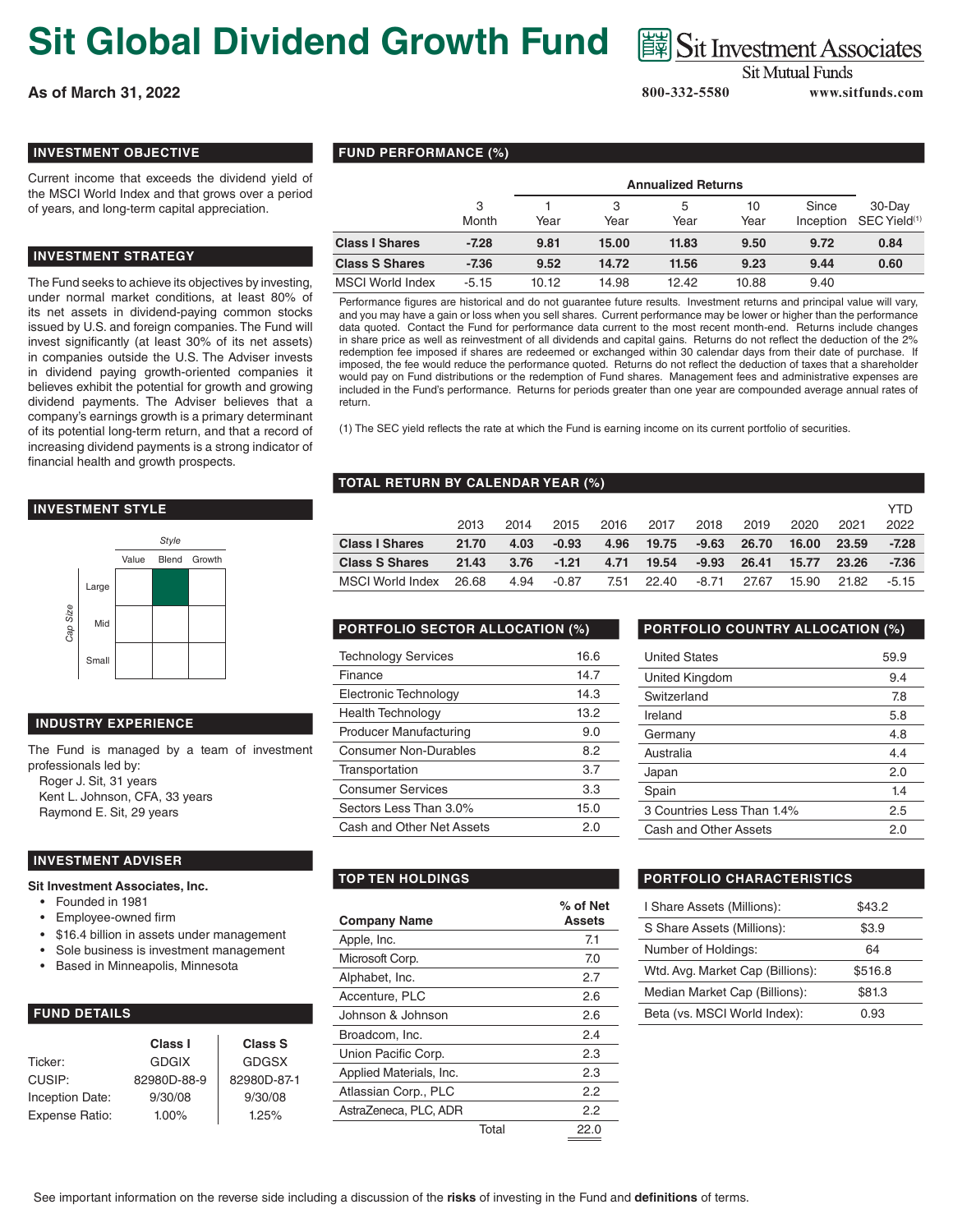# Sit Global Dividend Growth Fund

**As of March 31, 2022**

Sit Investment Associates
Sit Mutual Funds
800-332-5580 www.sitfunds.com

## INVESTMENT OBJECTIVE

Current income that exceeds the dividend yield of the MSCI World Index and that grows over a period of years, and long-term capital appreciation.

## INVESTMENT STRATEGY

The Fund seeks to achieve its objectives by investing, under normal market conditions, at least 80% of its net assets in dividend-paying common stocks issued by U.S. and foreign companies. The Fund will invest significantly (at least 30% of its net assets) in companies outside the U.S. The Adviser invests in dividend paying growth-oriented companies it believes exhibit the potential for growth and growing dividend payments. The Adviser believes that a company's earnings growth is a primary determinant of its potential long-term return, and that a record of increasing dividend payments is a strong indicator of financial health and growth prospects.

## INVESTMENT STYLE

Style: Value, Blend, Growth
Cap Size: Large, Mid, Small

| Cap Size | Value | Blend | Growth |
|---|---|---|---|
| Large | | ■ | |
| Mid | | | |
| Small | | | |

## INDUSTRY EXPERIENCE

The Fund is managed by a team of investment professionals led by:

- Roger J. Sit, 31 years
- Kent L. Johnson, CFA, 33 years
- Raymond E. Sit, 29 years

## INVESTMENT ADVISER

**Sit Investment Associates, Inc.**

- Founded in 1981
- Employee-owned firm
- $16.4 billion in assets under management
- Sole business is investment management
- Based in Minneapolis, Minnesota

## FUND DETAILS

| | Class I | Class S |
|---|---|---|
| Ticker: | GDGIX | GDGSX |
| CUSIP: | 82980D-88-9 | 82980D-87-1 |
| Inception Date: | 9/30/08 | 9/30/08 |
| Expense Ratio: | 1.00% | 1.25% |

## FUND PERFORMANCE (%)

| | 3 Month | Annualized Returns 1 Year | 3 Year | 5 Year | 10 Year | Since Inception | 30-Day SEC Yield[1] |
|---|---|---|---|---|---|---|---|
| **Class I Shares** | **-7.28** | **9.81** | **15.00** | **11.83** | **9.50** | **9.72** | **0.84** |
| **Class S Shares** | **-7.36** | **9.52** | **14.72** | **11.56** | **9.23** | **9.44** | **0.60** |
| MSCI World Index | -5.15 | 10.12 | 14.98 | 12.42 | 10.88 | 9.40 | |

Performance figures are historical and do not guarantee future results. Investment returns and principal value will vary, and you may have a gain or loss when you sell shares. Current performance may be lower or higher than the performance data quoted. Contact the Fund for performance data current to the most recent month-end. Returns include changes in share price as well as reinvestment of all dividends and capital gains. Returns do not reflect the deduction of the 2% redemption fee imposed if shares are redeemed or exchanged within 30 calendar days from their date of purchase. If imposed, the fee would reduce the performance quoted. Returns do not reflect the deduction of taxes that a shareholder would pay on Fund distributions or the redemption of Fund shares. Management fees and administrative expenses are included in the Fund's performance. Returns for periods greater than one year are compounded average annual rates of return.

(1) The SEC yield reflects the rate at which the Fund is earning income on its current portfolio of securities.

## TOTAL RETURN BY CALENDAR YEAR (%)

| | 2013 | 2014 | 2015 | 2016 | 2017 | 2018 | 2019 | 2020 | 2021 | YTD 2022 |
|---|---|---|---|---|---|---|---|---|---|---|
| **Class I Shares** | **21.70** | **4.03** | **-0.93** | **4.96** | **19.75** | **-9.63** | **26.70** | **16.00** | **23.59** | **-7.28** |
| **Class S Shares** | **21.43** | **3.76** | **-1.21** | **4.71** | **19.54** | **-9.93** | **26.41** | **15.77** | **23.26** | **-7.36** |
| MSCI World Index | 26.68 | 4.94 | -0.87 | 7.51 | 22.40 | -8.71 | 27.67 | 15.90 | 21.82 | -5.15 |

## PORTFOLIO SECTOR ALLOCATION (%)

| | |
|---|---|
| Technology Services | 16.6 |
| Finance | 14.7 |
| Electronic Technology | 14.3 |
| Health Technology | 13.2 |
| Producer Manufacturing | 9.0 |
| Consumer Non-Durables | 8.2 |
| Transportation | 3.7 |
| Consumer Services | 3.3 |
| Sectors Less Than 3.0% | 15.0 |
| Cash and Other Net Assets | 2.0 |

## PORTFOLIO COUNTRY ALLOCATION (%)

| | |
|---|---|
| United States | 59.9 |
| United Kingdom | 9.4 |
| Switzerland | 7.8 |
| Ireland | 5.8 |
| Germany | 4.8 |
| Australia | 4.4 |
| Japan | 2.0 |
| Spain | 1.4 |
| 3 Countries Less Than 1.4% | 2.5 |
| Cash and Other Assets | 2.0 |

## TOP TEN HOLDINGS

| Company Name | % of Net Assets |
|---|---|
| Apple, Inc. | 7.1 |
| Microsoft Corp. | 7.0 |
| Alphabet, Inc. | 2.7 |
| Accenture, PLC | 2.6 |
| Johnson & Johnson | 2.6 |
| Broadcom, Inc. | 2.4 |
| Union Pacific Corp. | 2.3 |
| Applied Materials, Inc. | 2.3 |
| Atlassian Corp., PLC | 2.2 |
| AstraZeneca, PLC, ADR | 2.2 |
| Total | 22.0 |

## PORTFOLIO CHARACTERISTICS

| | |
|---|---|
| I Share Assets (Millions): | $43.2 |
| S Share Assets (Millions): | $3.9 |
| Number of Holdings: | 64 |
| Wtd. Avg. Market Cap (Billions): | $516.8 |
| Median Market Cap (Billions): | $81.3 |
| Beta (vs. MSCI World Index): | 0.93 |

See important information on the reverse side including a discussion of the **risks** of investing in the Fund and **definitions** of terms.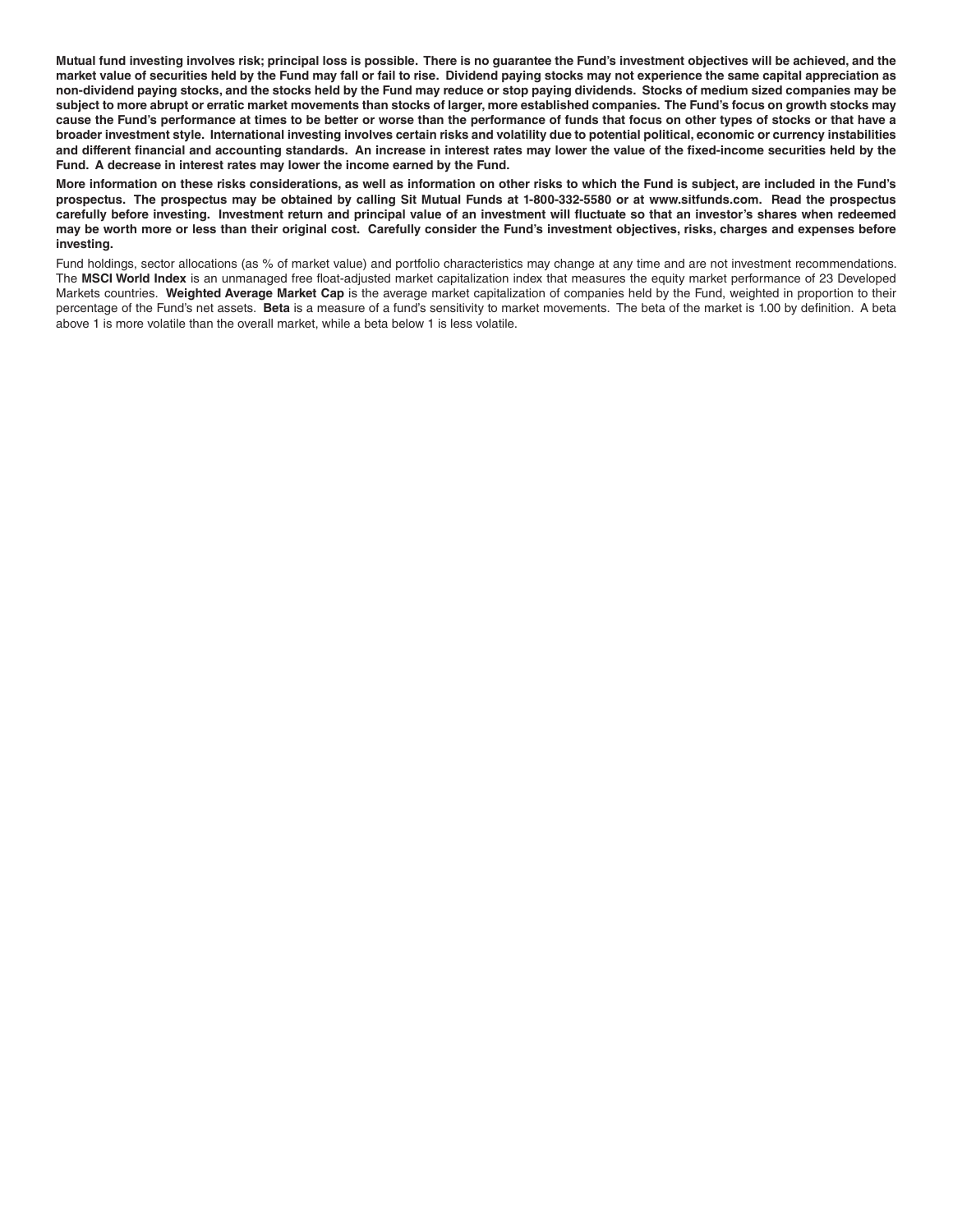**Mutual fund investing involves risk; principal loss is possible. There is no guarantee the Fund's investment objectives will be achieved, and the market value of securities held by the Fund may fall or fail to rise. Dividend paying stocks may not experience the same capital appreciation as non-dividend paying stocks, and the stocks held by the Fund may reduce or stop paying dividends. Stocks of medium sized companies may be subject to more abrupt or erratic market movements than stocks of larger, more established companies. The Fund's focus on growth stocks may cause the Fund's performance at times to be better or worse than the performance of funds that focus on other types of stocks or that have a broader investment style. International investing involves certain risks and volatility due to potential political, economic or currency instabilities and different financial and accounting standards. An increase in interest rates may lower the value of the fixed-income securities held by the Fund. A decrease in interest rates may lower the income earned by the Fund.**

**More information on these risks considerations, as well as information on other risks to which the Fund is subject, are included in the Fund's prospectus. The prospectus may be obtained by calling Sit Mutual Funds at 1-800-332-5580 or at www.sitfunds.com. Read the prospectus carefully before investing. Investment return and principal value of an investment will fluctuate so that an investor's shares when redeemed may be worth more or less than their original cost. Carefully consider the Fund's investment objectives, risks, charges and expenses before investing.**

Fund holdings, sector allocations (as % of market value) and portfolio characteristics may change at any time and are not investment recommendations. The **MSCI World Index** is an unmanaged free float-adjusted market capitalization index that measures the equity market performance of 23 Developed Markets countries. **Weighted Average Market Cap** is the average market capitalization of companies held by the Fund, weighted in proportion to their percentage of the Fund's net assets. **Beta** is a measure of a fund's sensitivity to market movements. The beta of the market is 1.00 by definition. A beta above 1 is more volatile than the overall market, while a beta below 1 is less volatile.